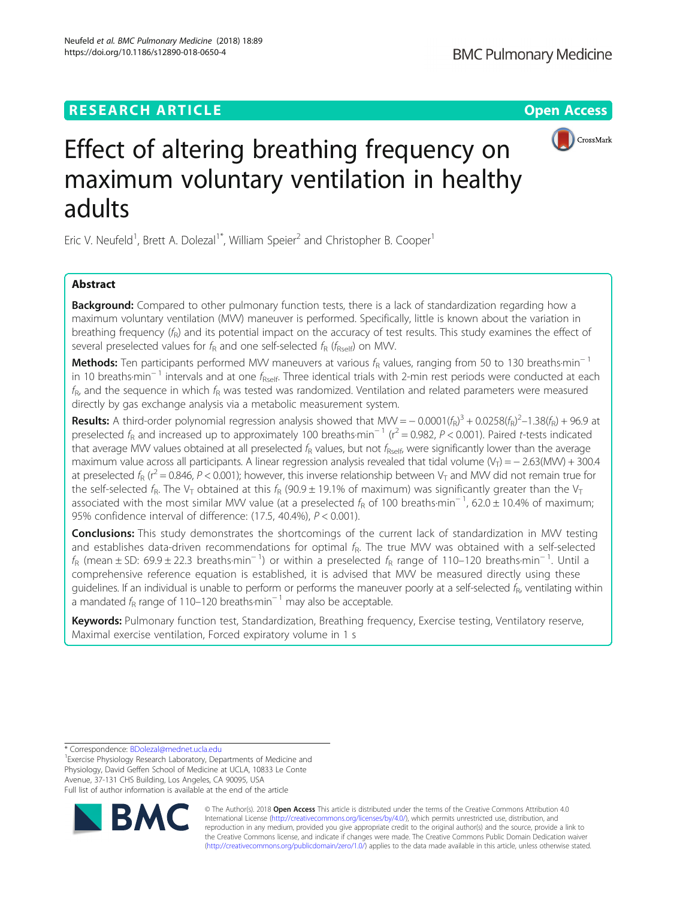RESEARCH ARTICLE

Open Access

# Effect of altering breathing frequency on maximum voluntary ventilation in healthy adults

Eric V. Neufeld[1], Brett A. Dolezal[1*], William Speier[2] and Christopher B. Cooper[1]

## Abstract

**Background:** Compared to other pulmonary function tests, there is a lack of standardization regarding how a maximum voluntary ventilation (MVV) maneuver is performed. Specifically, little is known about the variation in breathing frequency ($f_R$) and its potential impact on the accuracy of test results. This study examines the effect of several preselected values for $f_R$ and one self-selected $f_R$ ($f_{Rself}$) on MVV.

**Methods:** Ten participants performed MVV maneuvers at various $f_R$ values, ranging from 50 to 130 breaths·min$^{-1}$ in 10 breaths·min$^{-1}$ intervals and at one $f_{Rself}$. Three identical trials with 2-min rest periods were conducted at each $f_R$, and the sequence in which $f_R$ was tested was randomized. Ventilation and related parameters were measured directly by gas exchange analysis via a metabolic measurement system.

**Results:** A third-order polynomial regression analysis showed that MVV = $-0.0001(f_R)^3 + 0.0258(f_R)^2 - 1.38(f_R) + 96.9$ at preselected $f_R$ and increased up to approximately 100 breaths·min$^{-1}$ ($r^2 = 0.982$, $P < 0.001$). Paired *t*-tests indicated that average MVV values obtained at all preselected $f_R$ values, but not $f_{Rself}$, were significantly lower than the average maximum value across all participants. A linear regression analysis revealed that tidal volume ($V_T$) = $-2.63$(MVV) + 300.4 at preselected $f_R$ ($r^2 = 0.846$, $P < 0.001$); however, this inverse relationship between $V_T$ and MVV did not remain true for the self-selected $f_R$. The $V_T$ obtained at this $f_R$ (90.9 ± 19.1% of maximum) was significantly greater than the $V_T$ associated with the most similar MVV value (at a preselected $f_R$ of 100 breaths·min$^{-1}$, 62.0 ± 10.4% of maximum; 95% confidence interval of difference: (17.5, 40.4%), $P < 0.001$).

**Conclusions:** This study demonstrates the shortcomings of the current lack of standardization in MVV testing and establishes data-driven recommendations for optimal $f_R$. The true MVV was obtained with a self-selected $f_R$ (mean ± SD: 69.9 ± 22.3 breaths·min$^{-1}$) or within a preselected $f_R$ range of 110–120 breaths·min$^{-1}$. Until a comprehensive reference equation is established, it is advised that MVV be measured directly using these guidelines. If an individual is unable to perform or performs the maneuver poorly at a self-selected $f_R$, ventilating within a mandated $f_R$ range of 110–120 breaths·min$^{-1}$ may also be acceptable.

**Keywords:** Pulmonary function test, Standardization, Breathing frequency, Exercise testing, Ventilatory reserve, Maximal exercise ventilation, Forced expiratory volume in 1 s

* Correspondence: BDolezal@mednet.ucla.edu

[1] Exercise Physiology Research Laboratory, Departments of Medicine and Physiology, David Geffen School of Medicine at UCLA, 10833 Le Conte Avenue, 37-131 CHS Building, Los Angeles, CA 90095, USA

Full list of author information is available at the end of the article

© The Author(s). 2018 **Open Access** This article is distributed under the terms of the Creative Commons Attribution 4.0 International License (http://creativecommons.org/licenses/by/4.0/), which permits unrestricted use, distribution, and reproduction in any medium, provided you give appropriate credit to the original author(s) and the source, provide a link to the Creative Commons license, and indicate if changes were made. The Creative Commons Public Domain Dedication waiver (http://creativecommons.org/publicdomain/zero/1.0/) applies to the data made available in this article, unless otherwise stated.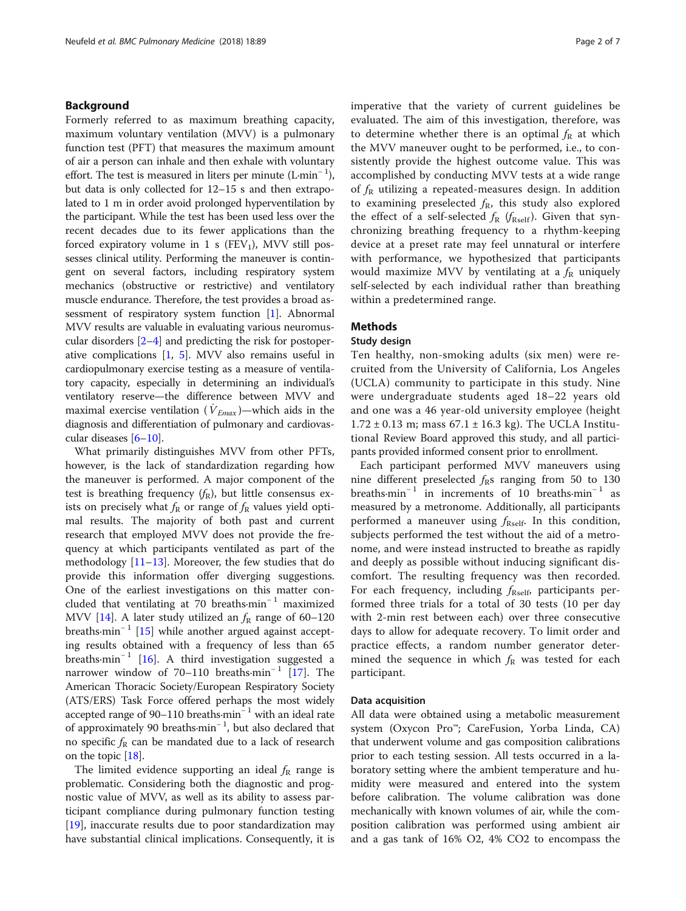## Background

Formerly referred to as maximum breathing capacity, maximum voluntary ventilation (MVV) is a pulmonary function test (PFT) that measures the maximum amount of air a person can inhale and then exhale with voluntary effort. The test is measured in liters per minute ($L{\cdot}min^{-1}$), but data is only collected for 12–15 s and then extrapolated to 1 m in order avoid prolonged hyperventilation by the participant. While the test has been used less over the recent decades due to its fewer applications than the forced expiratory volume in 1 s ($FEV_1$), MVV still possesses clinical utility. Performing the maneuver is contingent on several factors, including respiratory system mechanics (obstructive or restrictive) and ventilatory muscle endurance. Therefore, the test provides a broad assessment of respiratory system function [1]. Abnormal MVV results are valuable in evaluating various neuromuscular disorders [2–4] and predicting the risk for postoperative complications [1, 5]. MVV also remains useful in cardiopulmonary exercise testing as a measure of ventilatory capacity, especially in determining an individual's ventilatory reserve—the difference between MVV and maximal exercise ventilation ($\dot{V}_{Emax}$)—which aids in the diagnosis and differentiation of pulmonary and cardiovascular diseases [6–10].

What primarily distinguishes MVV from other PFTs, however, is the lack of standardization regarding how the maneuver is performed. A major component of the test is breathing frequency ($f_R$), but little consensus exists on precisely what $f_R$ or range of $f_R$ values yield optimal results. The majority of both past and current research that employed MVV does not provide the frequency at which participants ventilated as part of the methodology [11–13]. Moreover, the few studies that do provide this information offer diverging suggestions. One of the earliest investigations on this matter concluded that ventilating at 70 $breaths{\cdot}min^{-1}$ maximized MVV [14]. A later study utilized an $f_R$ range of 60–120 $breaths{\cdot}min^{-1}$ [15] while another argued against accepting results obtained with a frequency of less than 65 $breaths{\cdot}min^{-1}$ [16]. A third investigation suggested a narrower window of 70–110 $breaths{\cdot}min^{-1}$ [17]. The American Thoracic Society/European Respiratory Society (ATS/ERS) Task Force offered perhaps the most widely accepted range of 90–110 $breaths{\cdot}min^{-1}$ with an ideal rate of approximately 90 $breaths{\cdot}min^{-1}$, but also declared that no specific $f_R$ can be mandated due to a lack of research on the topic [18].

The limited evidence supporting an ideal $f_R$ range is problematic. Considering both the diagnostic and prognostic value of MVV, as well as its ability to assess participant compliance during pulmonary function testing [19], inaccurate results due to poor standardization may have substantial clinical implications. Consequently, it is imperative that the variety of current guidelines be evaluated. The aim of this investigation, therefore, was to determine whether there is an optimal $f_R$ at which the MVV maneuver ought to be performed, i.e., to consistently provide the highest outcome value. This was accomplished by conducting MVV tests at a wide range of $f_R$ utilizing a repeated-measures design. In addition to examining preselected $f_R$, this study also explored the effect of a self-selected $f_R$ ($f_{Rself}$). Given that synchronizing breathing frequency to a rhythm-keeping device at a preset rate may feel unnatural or interfere with performance, we hypothesized that participants would maximize MVV by ventilating at a $f_R$ uniquely self-selected by each individual rather than breathing within a predetermined range.

## Methods

### Study design

Ten healthy, non-smoking adults (six men) were recruited from the University of California, Los Angeles (UCLA) community to participate in this study. Nine were undergraduate students aged 18–22 years old and one was a 46 year-old university employee (height 1.72 ± 0.13 m; mass 67.1 ± 16.3 kg). The UCLA Institutional Review Board approved this study, and all participants provided informed consent prior to enrollment.

Each participant performed MVV maneuvers using nine different preselected $f_R$s ranging from 50 to 130 $breaths{\cdot}min^{-1}$ in increments of 10 $breaths{\cdot}min^{-1}$ as measured by a metronome. Additionally, all participants performed a maneuver using $f_{Rself}$. In this condition, subjects performed the test without the aid of a metronome, and were instead instructed to breathe as rapidly and deeply as possible without inducing significant discomfort. The resulting frequency was then recorded. For each frequency, including $f_{Rself}$, participants performed three trials for a total of 30 tests (10 per day with 2-min rest between each) over three consecutive days to allow for adequate recovery. To limit order and practice effects, a random number generator determined the sequence in which $f_R$ was tested for each participant.

### Data acquisition

All data were obtained using a metabolic measurement system (Oxycon Pro™; CareFusion, Yorba Linda, CA) that underwent volume and gas composition calibrations prior to each testing session. All tests occurred in a laboratory setting where the ambient temperature and humidity were measured and entered into the system before calibration. The volume calibration was done mechanically with known volumes of air, while the composition calibration was performed using ambient air and a gas tank of 16% $O_2$, 4% $CO_2$ to encompass the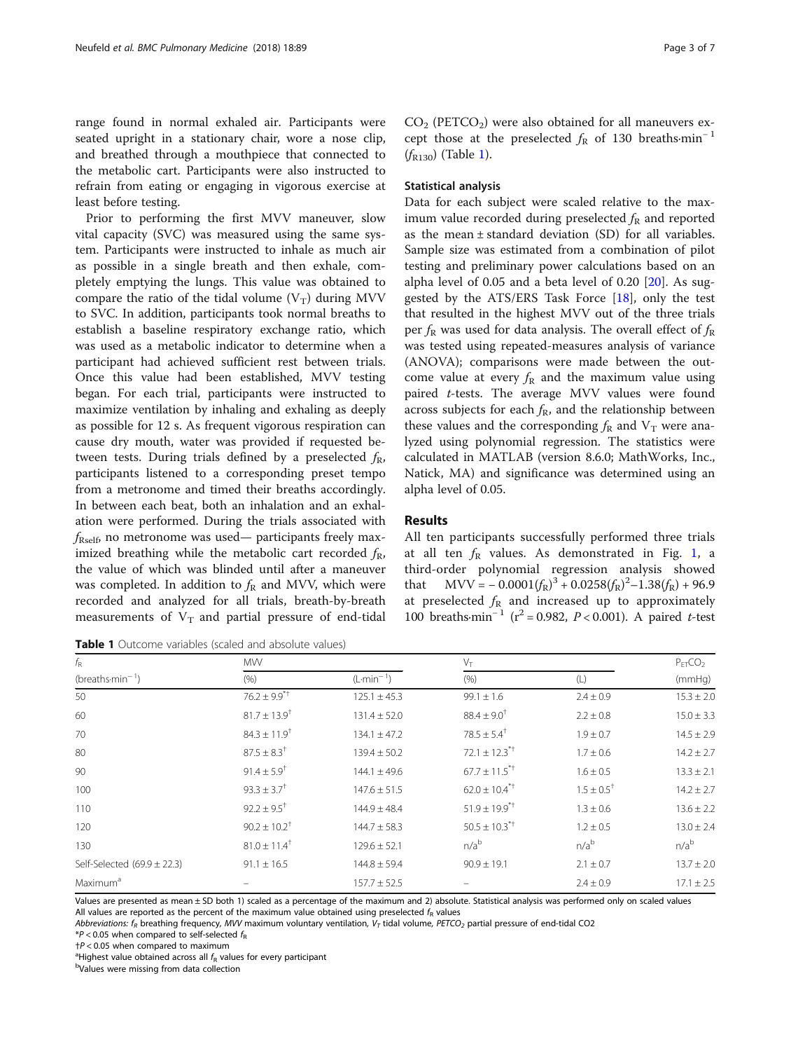range found in normal exhaled air. Participants were seated upright in a stationary chair, wore a nose clip, and breathed through a mouthpiece that connected to the metabolic cart. Participants were also instructed to refrain from eating or engaging in vigorous exercise at least before testing.

Prior to performing the first MVV maneuver, slow vital capacity (SVC) was measured using the same system. Participants were instructed to inhale as much air as possible in a single breath and then exhale, completely emptying the lungs. This value was obtained to compare the ratio of the tidal volume ($V_T$) during MVV to SVC. In addition, participants took normal breaths to establish a baseline respiratory exchange ratio, which was used as a metabolic indicator to determine when a participant had achieved sufficient rest between trials. Once this value had been established, MVV testing began. For each trial, participants were instructed to maximize ventilation by inhaling and exhaling as deeply as possible for 12 s. As frequent vigorous respiration can cause dry mouth, water was provided if requested between tests. During trials defined by a preselected $f_R$, participants listened to a corresponding preset tempo from a metronome and timed their breaths accordingly. In between each beat, both an inhalation and an exhalation were performed. During the trials associated with $f_{Rself}$, no metronome was used— participants freely maximized breathing while the metabolic cart recorded $f_R$, the value of which was blinded until after a maneuver was completed. In addition to $f_R$ and MVV, which were recorded and analyzed for all trials, breath-by-breath measurements of $V_T$ and partial pressure of end-tidal $CO_2$ ($PETCO_2$) were also obtained for all maneuvers except those at the preselected $f_R$ of 130 breaths·min$^{-1}$ ($f_{R130}$) (Table 1).

### Statistical analysis

Data for each subject were scaled relative to the maximum value recorded during preselected $f_R$ and reported as the mean ± standard deviation (SD) for all variables. Sample size was estimated from a combination of pilot testing and preliminary power calculations based on an alpha level of 0.05 and a beta level of 0.20 [20]. As suggested by the ATS/ERS Task Force [18], only the test that resulted in the highest MVV out of the three trials per $f_R$ was used for data analysis. The overall effect of $f_R$ was tested using repeated-measures analysis of variance (ANOVA); comparisons were made between the outcome value at every $f_R$ and the maximum value using paired *t*-tests. The average MVV values were found across subjects for each $f_R$, and the relationship between these values and the corresponding $f_R$ and $V_T$ were analyzed using polynomial regression. The statistics were calculated in MATLAB (version 8.6.0; MathWorks, Inc., Natick, MA) and significance was determined using an alpha level of 0.05.

## Results

All ten participants successfully performed three trials at all ten $f_R$ values. As demonstrated in Fig. 1, a third-order polynomial regression analysis showed that $MVV = -0.0001(f_R)^3 + 0.0258(f_R)^2 - 1.38(f_R) + 96.9$ at preselected $f_R$ and increased up to approximately 100 breaths·min$^{-1}$ ($r^2 = 0.982$, $P < 0.001$). A paired *t*-test

**Table 1** Outcome variables (scaled and absolute values)

| $f_R$ | MVV | | $V_T$ | | $P_{ET}CO_2$ |
|---|---|---|---|---|---|
| (breaths·min$^{-1}$) | (%) | (L·min$^{-1}$) | (%) | (L) | (mmHg) |
| 50 | 76.2 ± 9.9*† | 125.1 ± 45.3 | 99.1 ± 1.6 | 2.4 ± 0.9 | 15.3 ± 2.0 |
| 60 | 81.7 ± 13.9† | 131.4 ± 52.0 | 88.4 ± 9.0† | 2.2 ± 0.8 | 15.0 ± 3.3 |
| 70 | 84.3 ± 11.9† | 134.1 ± 47.2 | 78.5 ± 5.4† | 1.9 ± 0.7 | 14.5 ± 2.9 |
| 80 | 87.5 ± 8.3† | 139.4 ± 50.2 | 72.1 ± 12.3*† | 1.7 ± 0.6 | 14.2 ± 2.7 |
| 90 | 91.4 ± 5.9† | 144.1 ± 49.6 | 67.7 ± 11.5*† | 1.6 ± 0.5 | 13.3 ± 2.1 |
| 100 | 93.3 ± 3.7† | 147.6 ± 51.5 | 62.0 ± 10.4*† | 1.5 ± 0.5† | 14.2 ± 2.7 |
| 110 | 92.2 ± 9.5† | 144.9 ± 48.4 | 51.9 ± 19.9*† | 1.3 ± 0.6 | 13.6 ± 2.2 |
| 120 | 90.2 ± 10.2† | 144.7 ± 58.3 | 50.5 ± 10.3*† | 1.2 ± 0.5 | 13.0 ± 2.4 |
| 130 | 81.0 ± 11.4† | 129.6 ± 52.1 | n/a[b] | n/a[b] | n/a[b] |
| Self-Selected (69.9 ± 22.3) | 91.1 ± 16.5 | 144.8 ± 59.4 | 90.9 ± 19.1 | 2.1 ± 0.7 | 13.7 ± 2.0 |
| Maximum[a] | – | 157.7 ± 52.5 | – | 2.4 ± 0.9 | 17.1 ± 2.5 |

Values are presented as mean ± SD both 1) scaled as a percentage of the maximum and 2) absolute. Statistical analysis was performed only on scaled values
All values are reported as the percent of the maximum value obtained using preselected $f_R$ values
*Abbreviations*: $f_R$ breathing frequency, *MVV* maximum voluntary ventilation, $V_T$ tidal volume, $PETCO_2$ partial pressure of end-tidal CO2
*$P < 0.05$ when compared to self-selected $f_R$
†$P < 0.05$ when compared to maximum
[a]Highest value obtained across all $f_R$ values for every participant
[b]Values were missing from data collection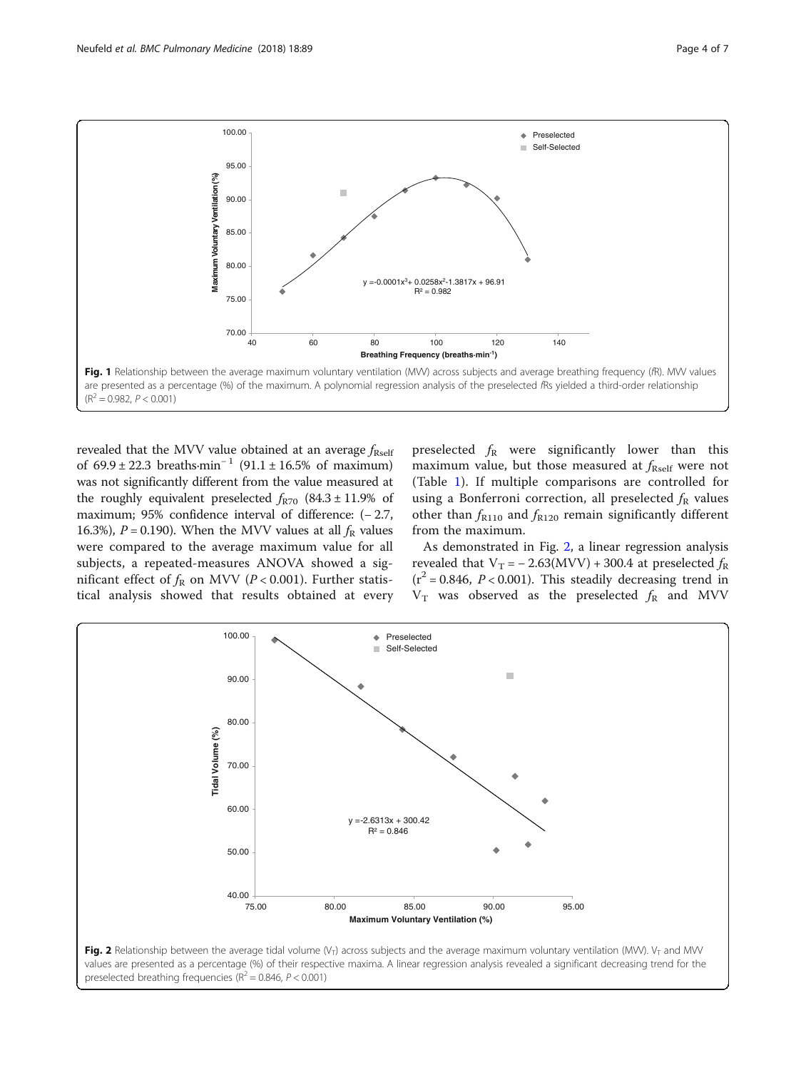Fig. 1 Relationship between the average maximum voluntary ventilation (MVV) across subjects and average breathing frequency (*f*R). MVV values are presented as a percentage (%) of the maximum. A polynomial regression analysis of the preselected *f*Rs yielded a third-order relationship ($R^2 = 0.982$, $P < 0.001$)

revealed that the MVV value obtained at an average $f_{\text{Rself}}$ of $69.9 \pm 22.3$ breaths·min$^{-1}$ ($91.1 \pm 16.5\%$ of maximum) was not significantly different from the value measured at the roughly equivalent preselected $f_{\text{R70}}$ ($84.3 \pm 11.9\%$ of maximum; 95% confidence interval of difference: (− 2.7, 16.3%), $P = 0.190$). When the MVV values at all $f_{\text{R}}$ values were compared to the average maximum value for all subjects, a repeated-measures ANOVA showed a significant effect of $f_{\text{R}}$ on MVV ($P < 0.001$). Further statistical analysis showed that results obtained at every preselected $f_{\text{R}}$ were significantly lower than this maximum value, but those measured at $f_{\text{Rself}}$ were not (Table 1). If multiple comparisons are controlled for using a Bonferroni correction, all preselected $f_{\text{R}}$ values other than $f_{\text{R110}}$ and $f_{\text{R120}}$ remain significantly different from the maximum.

As demonstrated in Fig. 2, a linear regression analysis revealed that $V_T = -2.63(\text{MVV}) + 300.4$ at preselected $f_{\text{R}}$ ($r^2 = 0.846$, $P < 0.001$). This steadily decreasing trend in $V_T$ was observed as the preselected $f_{\text{R}}$ and MVV

Fig. 2 Relationship between the average tidal volume ($V_T$) across subjects and the average maximum voluntary ventilation (MVV). $V_T$ and MVV values are presented as a percentage (%) of their respective maxima. A linear regression analysis revealed a significant decreasing trend for the preselected breathing frequencies ($R^2 = 0.846$, $P < 0.001$)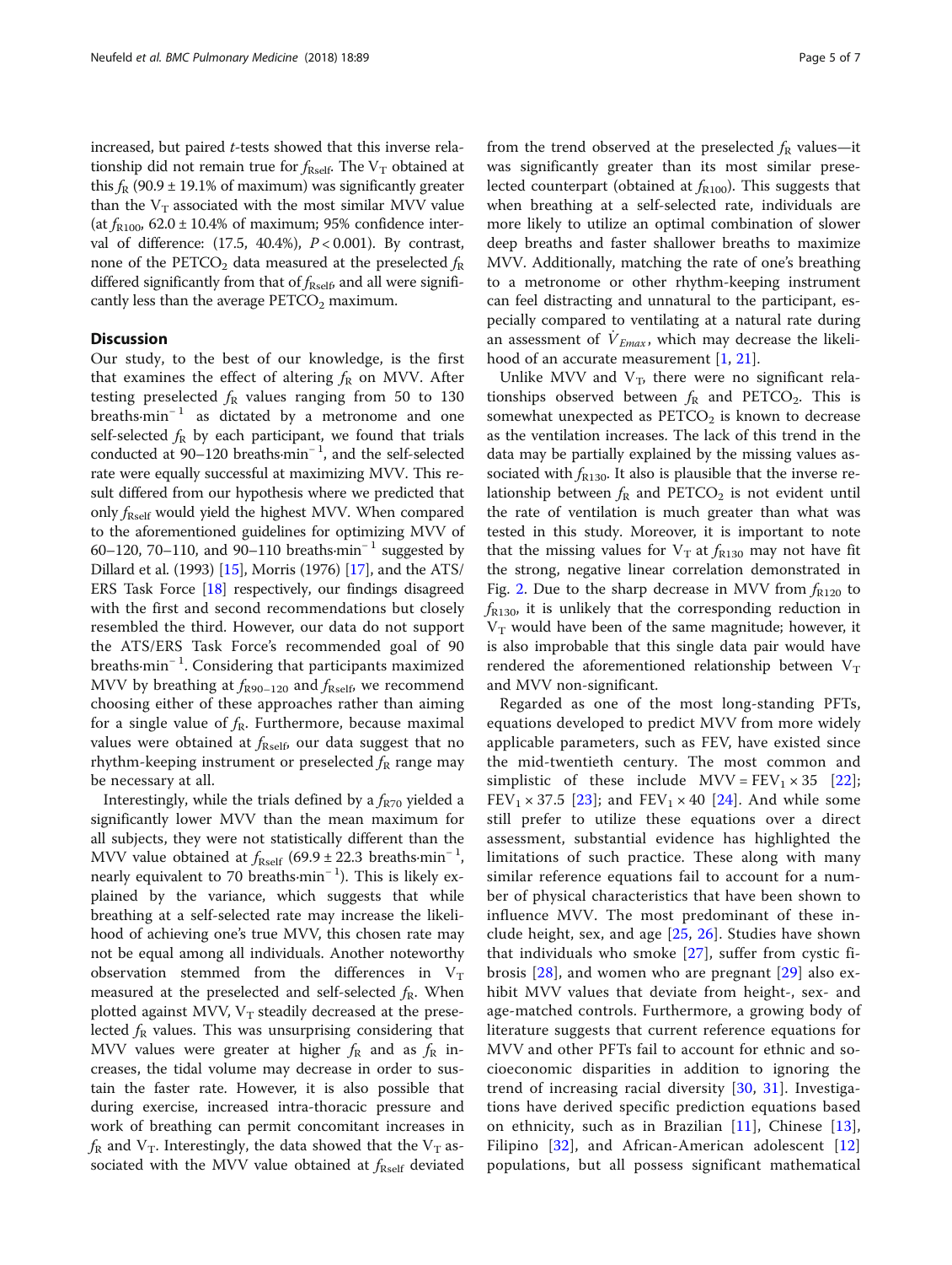increased, but paired *t*-tests showed that this inverse relationship did not remain true for $f_{Rself}$. The $V_T$ obtained at this $f_R$ (90.9 ± 19.1% of maximum) was significantly greater than the $V_T$ associated with the most similar MVV value (at $f_{R100}$, 62.0 ± 10.4% of maximum; 95% confidence interval of difference: (17.5, 40.4%), $P < 0.001$). By contrast, none of the $PETCO_2$ data measured at the preselected $f_R$ differed significantly from that of $f_{Rself}$, and all were significantly less than the average $PETCO_2$ maximum.

## Discussion

Our study, to the best of our knowledge, is the first that examines the effect of altering $f_R$ on MVV. After testing preselected $f_R$ values ranging from 50 to 130 breaths·min$^{-1}$ as dictated by a metronome and one self-selected $f_R$ by each participant, we found that trials conducted at 90–120 breaths·min$^{-1}$, and the self-selected rate were equally successful at maximizing MVV. This result differed from our hypothesis where we predicted that only $f_{Rself}$ would yield the highest MVV. When compared to the aforementioned guidelines for optimizing MVV of 60–120, 70–110, and 90–110 breaths·min$^{-1}$ suggested by Dillard et al. (1993) [15], Morris (1976) [17], and the ATS/ERS Task Force [18] respectively, our findings disagreed with the first and second recommendations but closely resembled the third. However, our data do not support the ATS/ERS Task Force's recommended goal of 90 breaths·min$^{-1}$. Considering that participants maximized MVV by breathing at $f_{R90-120}$ and $f_{Rself}$, we recommend choosing either of these approaches rather than aiming for a single value of $f_R$. Furthermore, because maximal values were obtained at $f_{Rself}$, our data suggest that no rhythm-keeping instrument or preselected $f_R$ range may be necessary at all.

Interestingly, while the trials defined by a $f_{R70}$ yielded a significantly lower MVV than the mean maximum for all subjects, they were not statistically different than the MVV value obtained at $f_{Rself}$ (69.9 ± 22.3 breaths·min$^{-1}$, nearly equivalent to 70 breaths·min$^{-1}$). This is likely explained by the variance, which suggests that while breathing at a self-selected rate may increase the likelihood of achieving one's true MVV, this chosen rate may not be equal among all individuals. Another noteworthy observation stemmed from the differences in $V_T$ measured at the preselected and self-selected $f_R$. When plotted against MVV, $V_T$ steadily decreased at the preselected $f_R$ values. This was unsurprising considering that MVV values were greater at higher $f_R$ and as $f_R$ increases, the tidal volume may decrease in order to sustain the faster rate. However, it is also possible that during exercise, increased intra-thoracic pressure and work of breathing can permit concomitant increases in $f_R$ and $V_T$. Interestingly, the data showed that the $V_T$ associated with the MVV value obtained at $f_{Rself}$ deviated from the trend observed at the preselected $f_R$ values—it was significantly greater than its most similar preselected counterpart (obtained at $f_{R100}$). This suggests that when breathing at a self-selected rate, individuals are more likely to utilize an optimal combination of slower deep breaths and faster shallower breaths to maximize MVV. Additionally, matching the rate of one's breathing to a metronome or other rhythm-keeping instrument can feel distracting and unnatural to the participant, especially compared to ventilating at a natural rate during an assessment of $\dot{V}_{Emax}$, which may decrease the likelihood of an accurate measurement [1, 21].

Unlike MVV and $V_T$, there were no significant relationships observed between $f_R$ and $PETCO_2$. This is somewhat unexpected as $PETCO_2$ is known to decrease as the ventilation increases. The lack of this trend in the data may be partially explained by the missing values associated with $f_{R130}$. It also is plausible that the inverse relationship between $f_R$ and $PETCO_2$ is not evident until the rate of ventilation is much greater than what was tested in this study. Moreover, it is important to note that the missing values for $V_T$ at $f_{R130}$ may not have fit the strong, negative linear correlation demonstrated in Fig. 2. Due to the sharp decrease in MVV from $f_{R120}$ to $f_{R130}$, it is unlikely that the corresponding reduction in $V_T$ would have been of the same magnitude; however, it is also improbable that this single data pair would have rendered the aforementioned relationship between $V_T$ and MVV non-significant.

Regarded as one of the most long-standing PFTs, equations developed to predict MVV from more widely applicable parameters, such as FEV, have existed since the mid-twentieth century. The most common and simplistic of these include $MVV = FEV_1 \times 35$ [22]; $FEV_1 \times 37.5$ [23]; and $FEV_1 \times 40$ [24]. And while some still prefer to utilize these equations over a direct assessment, substantial evidence has highlighted the limitations of such practice. These along with many similar reference equations fail to account for a number of physical characteristics that have been shown to influence MVV. The most predominant of these include height, sex, and age [25, 26]. Studies have shown that individuals who smoke [27], suffer from cystic fibrosis [28], and women who are pregnant [29] also exhibit MVV values that deviate from height-, sex- and age-matched controls. Furthermore, a growing body of literature suggests that current reference equations for MVV and other PFTs fail to account for ethnic and socioeconomic disparities in addition to ignoring the trend of increasing racial diversity [30, 31]. Investigations have derived specific prediction equations based on ethnicity, such as in Brazilian [11], Chinese [13], Filipino [32], and African-American adolescent [12] populations, but all possess significant mathematical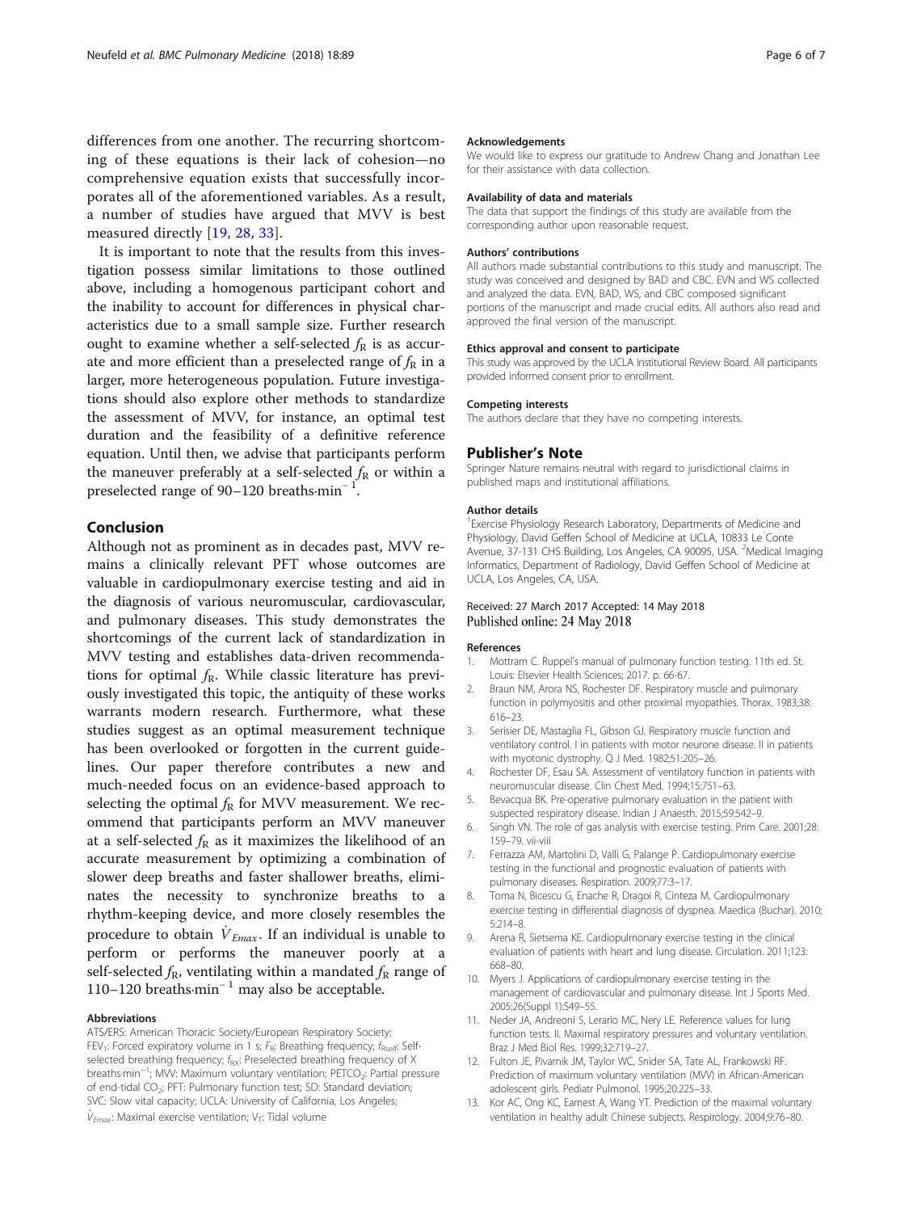differences from one another. The recurring shortcoming of these equations is their lack of cohesion—no comprehensive equation exists that successfully incorporates all of the aforementioned variables. As a result, a number of studies have argued that MVV is best measured directly [19, 28, 33].

It is important to note that the results from this investigation possess similar limitations to those outlined above, including a homogenous participant cohort and the inability to account for differences in physical characteristics due to a small sample size. Further research ought to examine whether a self-selected $f_R$ is as accurate and more efficient than a preselected range of $f_R$ in a larger, more heterogeneous population. Future investigations should also explore other methods to standardize the assessment of MVV, for instance, an optimal test duration and the feasibility of a definitive reference equation. Until then, we advise that participants perform the maneuver preferably at a self-selected $f_R$ or within a preselected range of 90–120 breaths·min$^{-1}$.

## Conclusion

Although not as prominent as in decades past, MVV remains a clinically relevant PFT whose outcomes are valuable in cardiopulmonary exercise testing and aid in the diagnosis of various neuromuscular, cardiovascular, and pulmonary diseases. This study demonstrates the shortcomings of the current lack of standardization in MVV testing and establishes data-driven recommendations for optimal $f_R$. While classic literature has previously investigated this topic, the antiquity of these works warrants modern research. Furthermore, what these studies suggest as an optimal measurement technique has been overlooked or forgotten in the current guidelines. Our paper therefore contributes a new and much-needed focus on an evidence-based approach to selecting the optimal $f_R$ for MVV measurement. We recommend that participants perform an MVV maneuver at a self-selected $f_R$ as it maximizes the likelihood of an accurate measurement by optimizing a combination of slower deep breaths and faster shallower breaths, eliminates the necessity to synchronize breaths to a rhythm-keeping device, and more closely resembles the procedure to obtain $\dot{V}_{Emax}$. If an individual is unable to perform or performs the maneuver poorly at a self-selected $f_R$, ventilating within a mandated $f_R$ range of 110–120 breaths·min$^{-1}$ may also be acceptable.

#### Abbreviations

ATS/ERS: American Thoracic Society/European Respiratory Society; $FEV_1$: Forced expiratory volume in 1 s; $f_R$: Breathing frequency; $f_{Rself}$: Self-selected breathing frequency; $f_{RX}$: Preselected breathing frequency of X breaths·min$^{-1}$; MVV: Maximum voluntary ventilation; $PETCO_2$: Partial pressure of end-tidal $CO_2$; PFT: Pulmonary function test; SD: Standard deviation; SVC: Slow vital capacity; UCLA: University of California, Los Angeles; $\dot{V}_{Emax}$: Maximal exercise ventilation; $V_T$: Tidal volume

#### Acknowledgements

We would like to express our gratitude to Andrew Chang and Jonathan Lee for their assistance with data collection.

#### Availability of data and materials

The data that support the findings of this study are available from the corresponding author upon reasonable request.

#### Authors' contributions

All authors made substantial contributions to this study and manuscript. The study was conceived and designed by BAD and CBC. EVN and WS collected and analyzed the data. EVN, BAD, WS, and CBC composed significant portions of the manuscript and made crucial edits. All authors also read and approved the final version of the manuscript.

#### Ethics approval and consent to participate

This study was approved by the UCLA Institutional Review Board. All participants provided informed consent prior to enrollment.

#### Competing interests

The authors declare that they have no competing interests.

## Publisher's Note

Springer Nature remains neutral with regard to jurisdictional claims in published maps and institutional affiliations.

#### Author details

[1]Exercise Physiology Research Laboratory, Departments of Medicine and Physiology, David Geffen School of Medicine at UCLA, 10833 Le Conte Avenue, 37-131 CHS Building, Los Angeles, CA 90095, USA. [2]Medical Imaging Informatics, Department of Radiology, David Geffen School of Medicine at UCLA, Los Angeles, CA, USA.

Received: 27 March 2017 Accepted: 14 May 2018
Published online: 24 May 2018

#### References

1. Mottram C. Ruppel's manual of pulmonary function testing. 11th ed. St. Louis: Elsevier Health Sciences; 2017. p. 66-67.
2. Braun NM, Arora NS, Rochester DF. Respiratory muscle and pulmonary function in polymyositis and other proximal myopathies. Thorax. 1983;38:616–23.
3. Serisier DE, Mastaglia FL, Gibson GJ. Respiratory muscle function and ventilatory control. I in patients with motor neurone disease. II in patients with myotonic dystrophy. Q J Med. 1982;51:205–26.
4. Rochester DF, Esau SA. Assessment of ventilatory function in patients with neuromuscular disease. Clin Chest Med. 1994;15:751–63.
5. Bevacqua BK. Pre-operative pulmonary evaluation in the patient with suspected respiratory disease. Indian J Anaesth. 2015;59:542–9.
6. Singh VN. The role of gas analysis with exercise testing. Prim Care. 2001;28:159–79. vii-viii
7. Ferrazza AM, Martolini D, Valli G, Palange P. Cardiopulmonary exercise testing in the functional and prognostic evaluation of patients with pulmonary diseases. Respiration. 2009;77:3–17.
8. Toma N, Bicescu G, Enache R, Dragoi R, Cinteza M. Cardiopulmonary exercise testing in differential diagnosis of dyspnea. Maedica (Buchar). 2010;5:214–8.
9. Arena R, Sietsema KE. Cardiopulmonary exercise testing in the clinical evaluation of patients with heart and lung disease. Circulation. 2011;123:668–80.
10. Myers J. Applications of cardiopulmonary exercise testing in the management of cardiovascular and pulmonary disease. Int J Sports Med. 2005;26(Suppl 1):S49–55.
11. Neder JA, Andreoni S, Lerario MC, Nery LE. Reference values for lung function tests. II. Maximal respiratory pressures and voluntary ventilation. Braz J Med Biol Res. 1999;32:719–27.
12. Fulton JE, Pivarnik JM, Taylor WC, Snider SA, Tate AL, Frankowski RF. Prediction of maximum voluntary ventilation (MVV) in African-American adolescent girls. Pediatr Pulmonol. 1995;20:225–33.
13. Kor AC, Ong KC, Earnest A, Wang YT. Prediction of the maximal voluntary ventilation in healthy adult Chinese subjects. Respirology. 2004;9:76–80.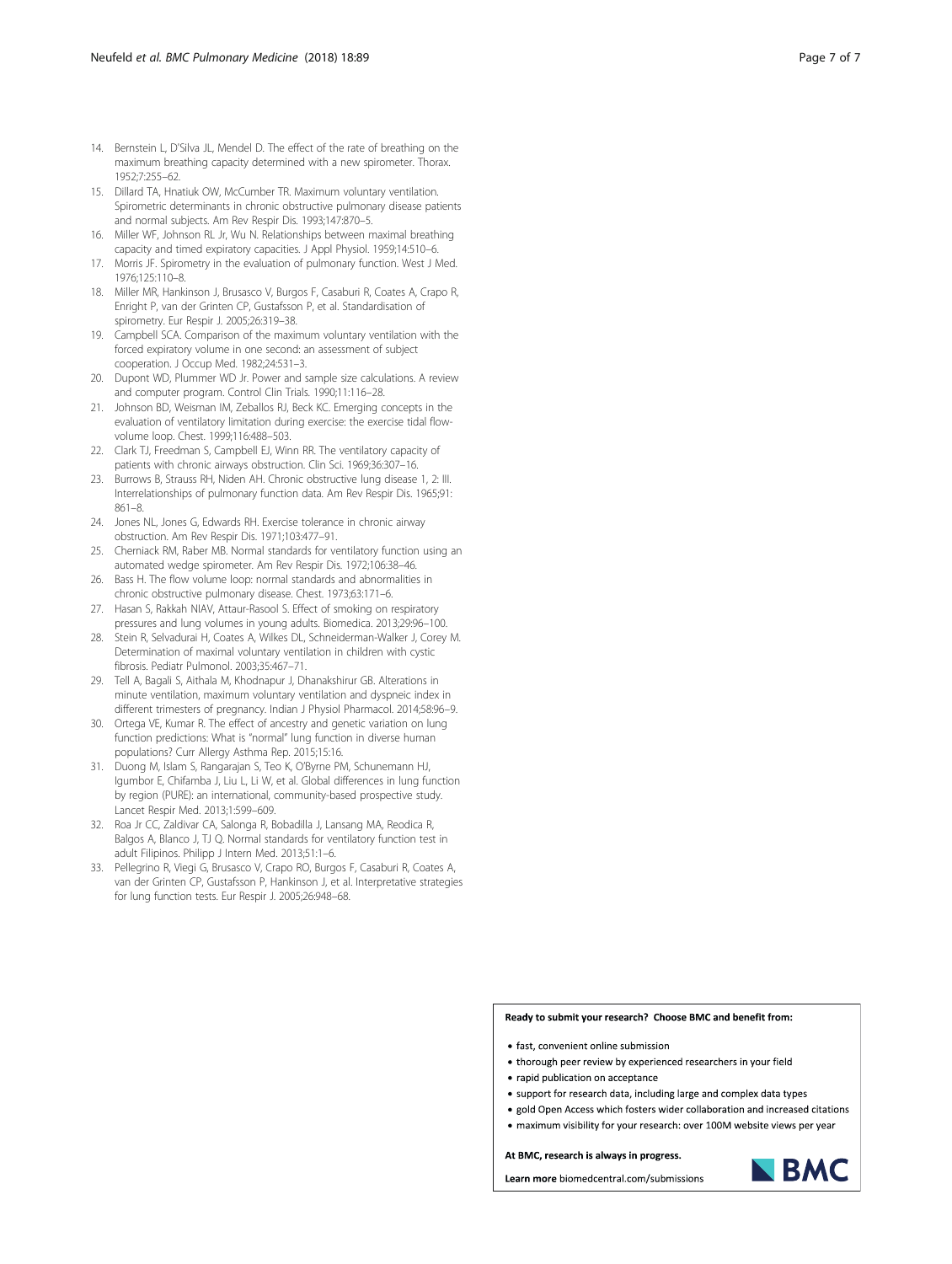14. Bernstein L, D'Silva JL, Mendel D. The effect of the rate of breathing on the maximum breathing capacity determined with a new spirometer. Thorax. 1952;7:255–62.
15. Dillard TA, Hnatiuk OW, McCumber TR. Maximum voluntary ventilation. Spirometric determinants in chronic obstructive pulmonary disease patients and normal subjects. Am Rev Respir Dis. 1993;147:870–5.
16. Miller WF, Johnson RL Jr, Wu N. Relationships between maximal breathing capacity and timed expiratory capacities. J Appl Physiol. 1959;14:510–6.
17. Morris JF. Spirometry in the evaluation of pulmonary function. West J Med. 1976;125:110–8.
18. Miller MR, Hankinson J, Brusasco V, Burgos F, Casaburi R, Coates A, Crapo R, Enright P, van der Grinten CP, Gustafsson P, et al. Standardisation of spirometry. Eur Respir J. 2005;26:319–38.
19. Campbell SCA. Comparison of the maximum voluntary ventilation with the forced expiratory volume in one second: an assessment of subject cooperation. J Occup Med. 1982;24:531–3.
20. Dupont WD, Plummer WD Jr. Power and sample size calculations. A review and computer program. Control Clin Trials. 1990;11:116–28.
21. Johnson BD, Weisman IM, Zeballos RJ, Beck KC. Emerging concepts in the evaluation of ventilatory limitation during exercise: the exercise tidal flow-volume loop. Chest. 1999;116:488–503.
22. Clark TJ, Freedman S, Campbell EJ, Winn RR. The ventilatory capacity of patients with chronic airways obstruction. Clin Sci. 1969;36:307–16.
23. Burrows B, Strauss RH, Niden AH. Chronic obstructive lung disease 1, 2: III. Interrelationships of pulmonary function data. Am Rev Respir Dis. 1965;91:861–8.
24. Jones NL, Jones G, Edwards RH. Exercise tolerance in chronic airway obstruction. Am Rev Respir Dis. 1971;103:477–91.
25. Cherniack RM, Raber MB. Normal standards for ventilatory function using an automated wedge spirometer. Am Rev Respir Dis. 1972;106:38–46.
26. Bass H. The flow volume loop: normal standards and abnormalities in chronic obstructive pulmonary disease. Chest. 1973;63:171–6.
27. Hasan S, Rakkah NIAV, Attaur-Rasool S. Effect of smoking on respiratory pressures and lung volumes in young adults. Biomedica. 2013;29:96–100.
28. Stein R, Selvadurai H, Coates A, Wilkes DL, Schneiderman-Walker J, Corey M. Determination of maximal voluntary ventilation in children with cystic fibrosis. Pediatr Pulmonol. 2003;35:467–71.
29. Tell A, Bagali S, Aithala M, Khodnapur J, Dhanakshirur GB. Alterations in minute ventilation, maximum voluntary ventilation and dyspneic index in different trimesters of pregnancy. Indian J Physiol Pharmacol. 2014;58:96–9.
30. Ortega VE, Kumar R. The effect of ancestry and genetic variation on lung function predictions: What is "normal" lung function in diverse human populations? Curr Allergy Asthma Rep. 2015;15:16.
31. Duong M, Islam S, Rangarajan S, Teo K, O'Byrne PM, Schunemann HJ, Igumbor E, Chifamba J, Liu L, Li W, et al. Global differences in lung function by region (PURE): an international, community-based prospective study. Lancet Respir Med. 2013;1:599–609.
32. Roa Jr CC, Zaldivar CA, Salonga R, Bobadilla J, Lansang MA, Reodica R, Balgos A, Blanco J, TJ Q. Normal standards for ventilatory function test in adult Filipinos. Philipp J Intern Med. 2013;51:1–6.
33. Pellegrino R, Viegi G, Brusasco V, Crapo RO, Burgos F, Casaburi R, Coates A, van der Grinten CP, Gustafsson P, Hankinson J, et al. Interpretative strategies for lung function tests. Eur Respir J. 2005;26:948–68.

**Ready to submit your research? Choose BMC and benefit from:**

- fast, convenient online submission
- thorough peer review by experienced researchers in your field
- rapid publication on acceptance
- support for research data, including large and complex data types
- gold Open Access which fosters wider collaboration and increased citations
- maximum visibility for your research: over 100M website views per year

**At BMC, research is always in progress.**

**Learn more** biomedcentral.com/submissions